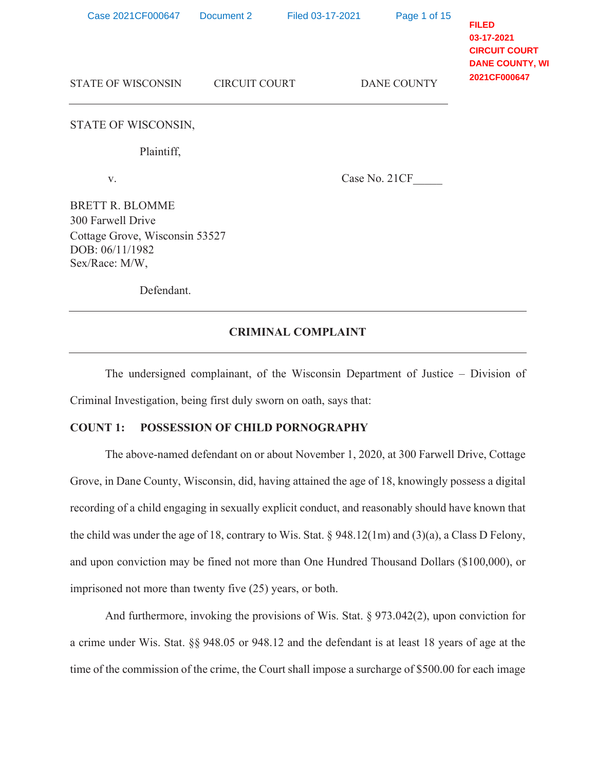FILED
03-17-2021
CIRCUIT COURT
DANE COUNTY, WI
2021CF000647

STATE OF WISCONSIN CIRCUIT COURT DANE COUNTY

---

STATE OF WISCONSIN,

Plaintiff,

v. Case No. 21CF_____

BRETT R. BLOMME
300 Farwell Drive
Cottage Grove, Wisconsin 53527
DOB: 06/11/1982
Sex/Race: M/W,

Defendant.

---

## CRIMINAL COMPLAINT

---

The undersigned complainant, of the Wisconsin Department of Justice – Division of Criminal Investigation, being first duly sworn on oath, says that:

**COUNT 1: POSSESSION OF CHILD PORNOGRAPHY**

The above-named defendant on or about November 1, 2020, at 300 Farwell Drive, Cottage Grove, in Dane County, Wisconsin, did, having attained the age of 18, knowingly possess a digital recording of a child engaging in sexually explicit conduct, and reasonably should have known that the child was under the age of 18, contrary to Wis. Stat. § 948.12(1m) and (3)(a), a Class D Felony, and upon conviction may be fined not more than One Hundred Thousand Dollars ($100,000), or imprisoned not more than twenty five (25) years, or both.

And furthermore, invoking the provisions of Wis. Stat. § 973.042(2), upon conviction for a crime under Wis. Stat. §§ 948.05 or 948.12 and the defendant is at least 18 years of age at the time of the commission of the crime, the Court shall impose a surcharge of $500.00 for each image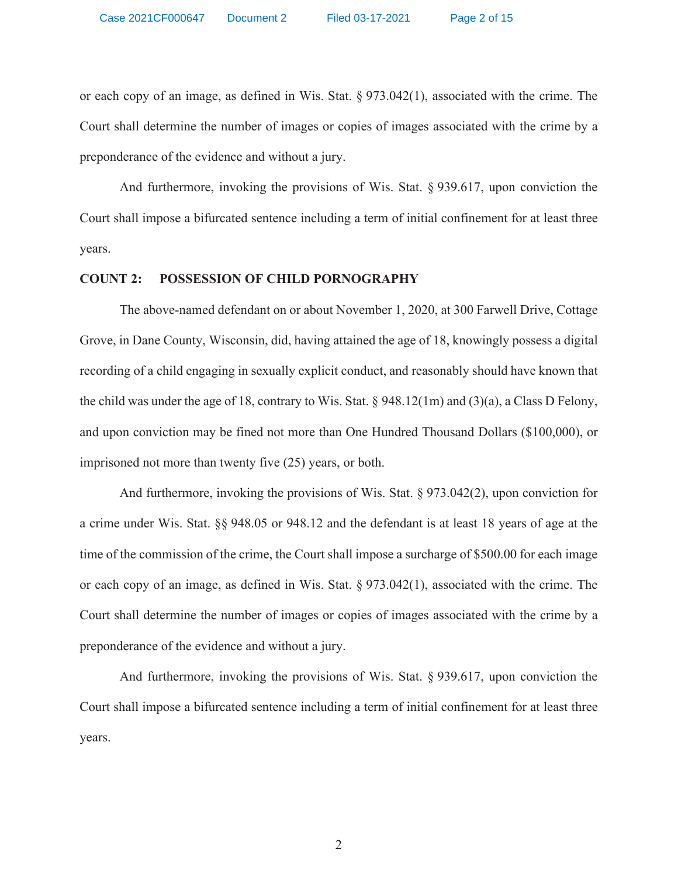or each copy of an image, as defined in Wis. Stat. § 973.042(1), associated with the crime. The Court shall determine the number of images or copies of images associated with the crime by a preponderance of the evidence and without a jury.

And furthermore, invoking the provisions of Wis. Stat. § 939.617, upon conviction the Court shall impose a bifurcated sentence including a term of initial confinement for at least three years.

**COUNT 2: POSSESSION OF CHILD PORNOGRAPHY**

The above-named defendant on or about November 1, 2020, at 300 Farwell Drive, Cottage Grove, in Dane County, Wisconsin, did, having attained the age of 18, knowingly possess a digital recording of a child engaging in sexually explicit conduct, and reasonably should have known that the child was under the age of 18, contrary to Wis. Stat. § 948.12(1m) and (3)(a), a Class D Felony, and upon conviction may be fined not more than One Hundred Thousand Dollars ($100,000), or imprisoned not more than twenty five (25) years, or both.

And furthermore, invoking the provisions of Wis. Stat. § 973.042(2), upon conviction for a crime under Wis. Stat. §§ 948.05 or 948.12 and the defendant is at least 18 years of age at the time of the commission of the crime, the Court shall impose a surcharge of $500.00 for each image or each copy of an image, as defined in Wis. Stat. § 973.042(1), associated with the crime. The Court shall determine the number of images or copies of images associated with the crime by a preponderance of the evidence and without a jury.

And furthermore, invoking the provisions of Wis. Stat. § 939.617, upon conviction the Court shall impose a bifurcated sentence including a term of initial confinement for at least three years.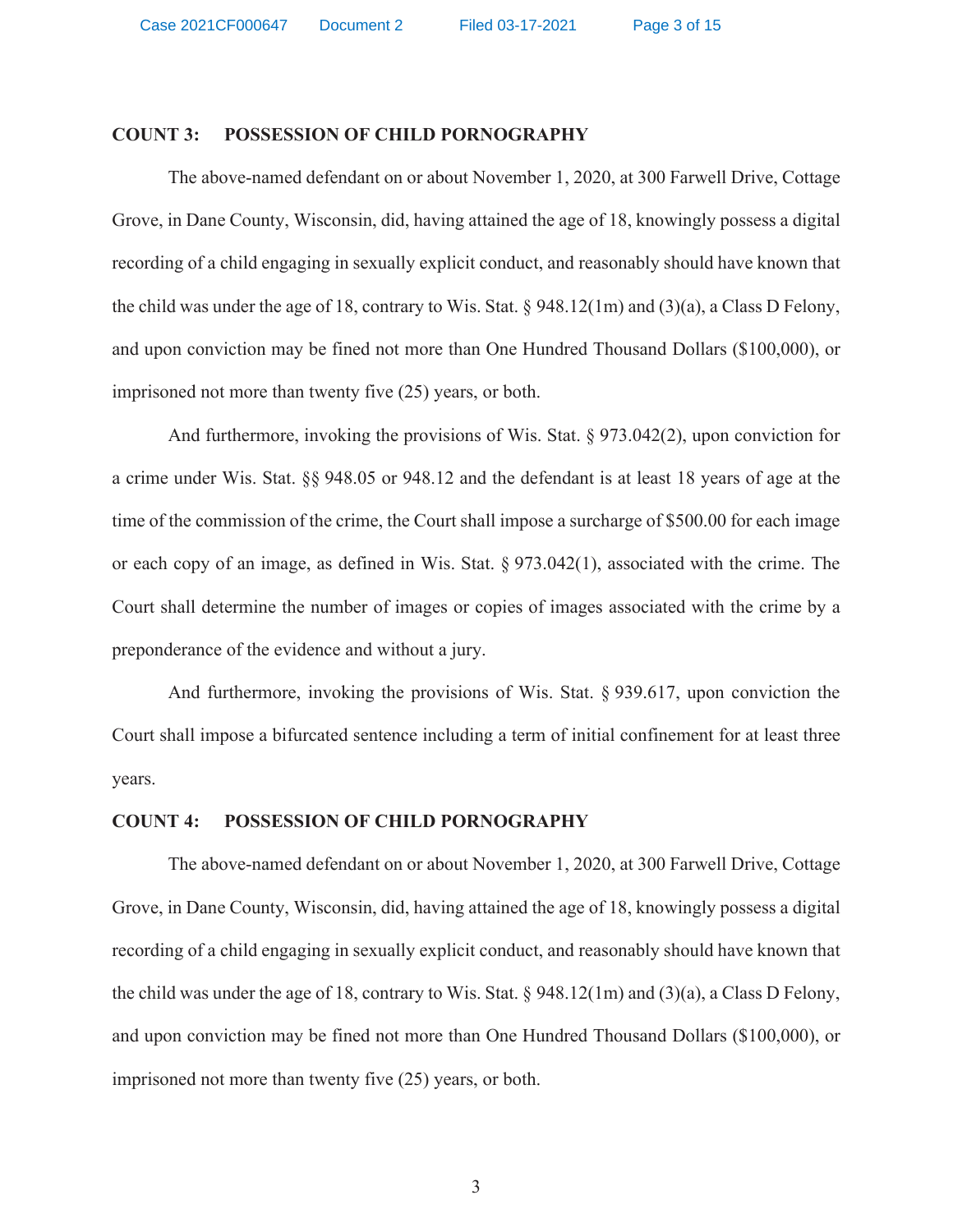**COUNT 3: POSSESSION OF CHILD PORNOGRAPHY**

The above-named defendant on or about November 1, 2020, at 300 Farwell Drive, Cottage Grove, in Dane County, Wisconsin, did, having attained the age of 18, knowingly possess a digital recording of a child engaging in sexually explicit conduct, and reasonably should have known that the child was under the age of 18, contrary to Wis. Stat. § 948.12(1m) and (3)(a), a Class D Felony, and upon conviction may be fined not more than One Hundred Thousand Dollars ($100,000), or imprisoned not more than twenty five (25) years, or both.

And furthermore, invoking the provisions of Wis. Stat. § 973.042(2), upon conviction for a crime under Wis. Stat. §§ 948.05 or 948.12 and the defendant is at least 18 years of age at the time of the commission of the crime, the Court shall impose a surcharge of $500.00 for each image or each copy of an image, as defined in Wis. Stat. § 973.042(1), associated with the crime. The Court shall determine the number of images or copies of images associated with the crime by a preponderance of the evidence and without a jury.

And furthermore, invoking the provisions of Wis. Stat. § 939.617, upon conviction the Court shall impose a bifurcated sentence including a term of initial confinement for at least three years.

**COUNT 4: POSSESSION OF CHILD PORNOGRAPHY**

The above-named defendant on or about November 1, 2020, at 300 Farwell Drive, Cottage Grove, in Dane County, Wisconsin, did, having attained the age of 18, knowingly possess a digital recording of a child engaging in sexually explicit conduct, and reasonably should have known that the child was under the age of 18, contrary to Wis. Stat. § 948.12(1m) and (3)(a), a Class D Felony, and upon conviction may be fined not more than One Hundred Thousand Dollars ($100,000), or imprisoned not more than twenty five (25) years, or both.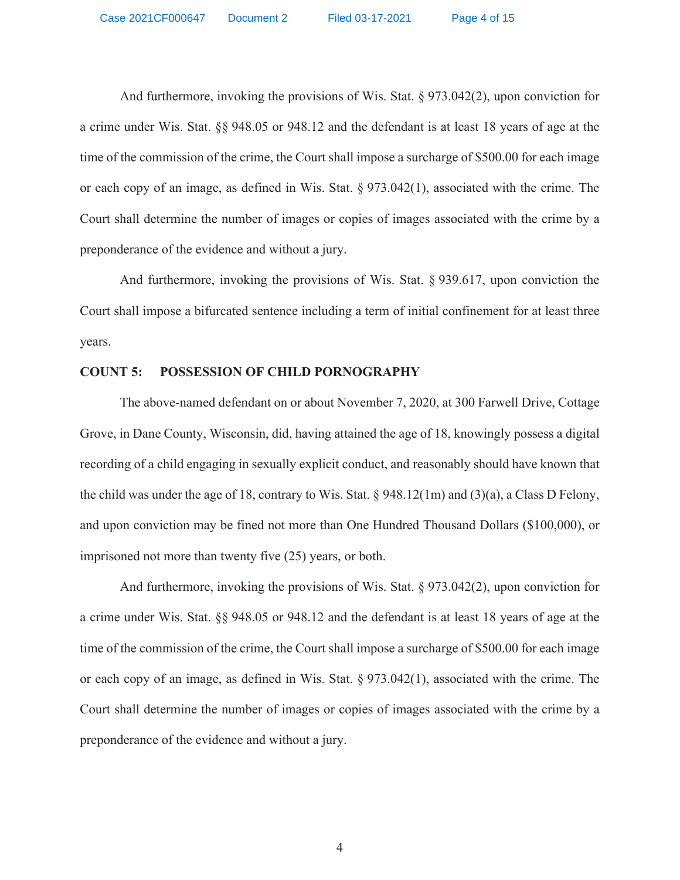And furthermore, invoking the provisions of Wis. Stat. § 973.042(2), upon conviction for a crime under Wis. Stat. §§ 948.05 or 948.12 and the defendant is at least 18 years of age at the time of the commission of the crime, the Court shall impose a surcharge of $500.00 for each image or each copy of an image, as defined in Wis. Stat. § 973.042(1), associated with the crime. The Court shall determine the number of images or copies of images associated with the crime by a preponderance of the evidence and without a jury.

And furthermore, invoking the provisions of Wis. Stat. § 939.617, upon conviction the Court shall impose a bifurcated sentence including a term of initial confinement for at least three years.

**COUNT 5: POSSESSION OF CHILD PORNOGRAPHY**

The above-named defendant on or about November 7, 2020, at 300 Farwell Drive, Cottage Grove, in Dane County, Wisconsin, did, having attained the age of 18, knowingly possess a digital recording of a child engaging in sexually explicit conduct, and reasonably should have known that the child was under the age of 18, contrary to Wis. Stat. § 948.12(1m) and (3)(a), a Class D Felony, and upon conviction may be fined not more than One Hundred Thousand Dollars ($100,000), or imprisoned not more than twenty five (25) years, or both.

And furthermore, invoking the provisions of Wis. Stat. § 973.042(2), upon conviction for a crime under Wis. Stat. §§ 948.05 or 948.12 and the defendant is at least 18 years of age at the time of the commission of the crime, the Court shall impose a surcharge of $500.00 for each image or each copy of an image, as defined in Wis. Stat. § 973.042(1), associated with the crime. The Court shall determine the number of images or copies of images associated with the crime by a preponderance of the evidence and without a jury.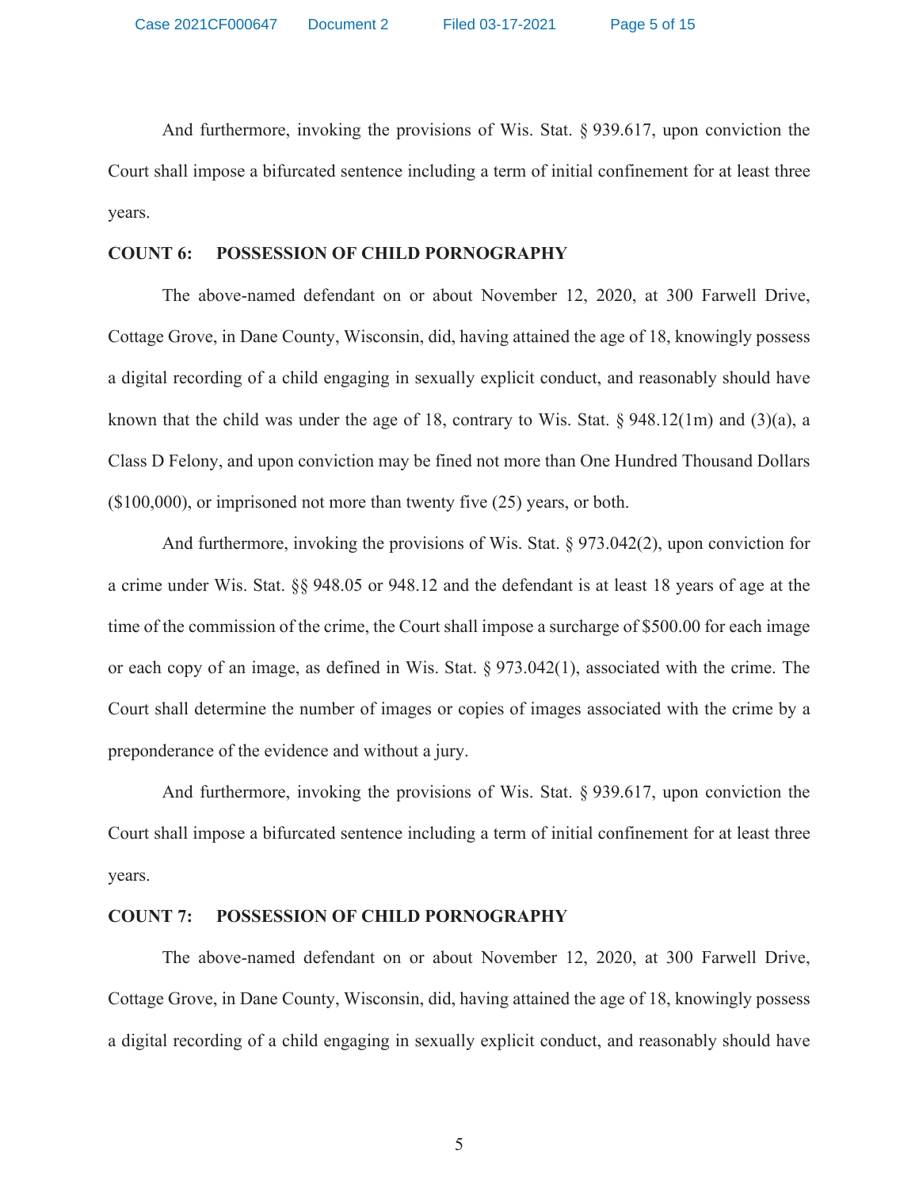And furthermore, invoking the provisions of Wis. Stat. § 939.617, upon conviction the Court shall impose a bifurcated sentence including a term of initial confinement for at least three years.

**COUNT 6: POSSESSION OF CHILD PORNOGRAPHY**

The above-named defendant on or about November 12, 2020, at 300 Farwell Drive, Cottage Grove, in Dane County, Wisconsin, did, having attained the age of 18, knowingly possess a digital recording of a child engaging in sexually explicit conduct, and reasonably should have known that the child was under the age of 18, contrary to Wis. Stat. § 948.12(1m) and (3)(a), a Class D Felony, and upon conviction may be fined not more than One Hundred Thousand Dollars ($100,000), or imprisoned not more than twenty five (25) years, or both.

And furthermore, invoking the provisions of Wis. Stat. § 973.042(2), upon conviction for a crime under Wis. Stat. §§ 948.05 or 948.12 and the defendant is at least 18 years of age at the time of the commission of the crime, the Court shall impose a surcharge of $500.00 for each image or each copy of an image, as defined in Wis. Stat. § 973.042(1), associated with the crime. The Court shall determine the number of images or copies of images associated with the crime by a preponderance of the evidence and without a jury.

And furthermore, invoking the provisions of Wis. Stat. § 939.617, upon conviction the Court shall impose a bifurcated sentence including a term of initial confinement for at least three years.

**COUNT 7: POSSESSION OF CHILD PORNOGRAPHY**

The above-named defendant on or about November 12, 2020, at 300 Farwell Drive, Cottage Grove, in Dane County, Wisconsin, did, having attained the age of 18, knowingly possess a digital recording of a child engaging in sexually explicit conduct, and reasonably should have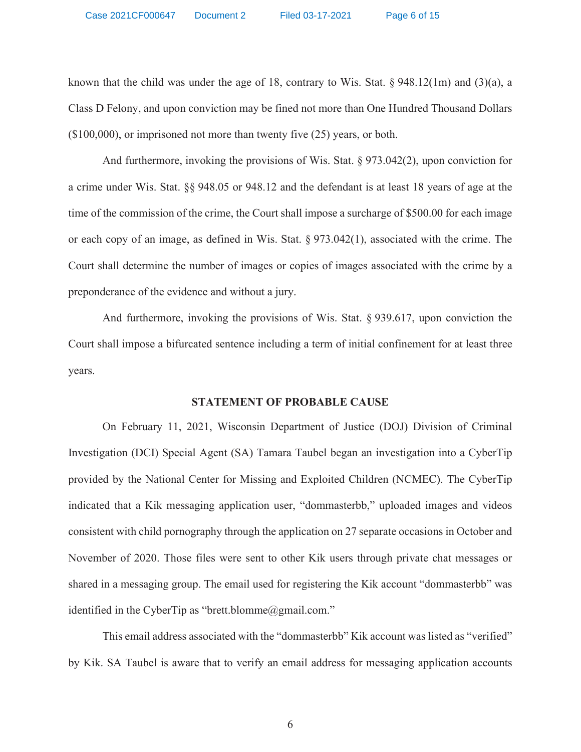known that the child was under the age of 18, contrary to Wis. Stat. § 948.12(1m) and (3)(a), a Class D Felony, and upon conviction may be fined not more than One Hundred Thousand Dollars ($100,000), or imprisoned not more than twenty five (25) years, or both.

And furthermore, invoking the provisions of Wis. Stat. § 973.042(2), upon conviction for a crime under Wis. Stat. §§ 948.05 or 948.12 and the defendant is at least 18 years of age at the time of the commission of the crime, the Court shall impose a surcharge of $500.00 for each image or each copy of an image, as defined in Wis. Stat. § 973.042(1), associated with the crime. The Court shall determine the number of images or copies of images associated with the crime by a preponderance of the evidence and without a jury.

And furthermore, invoking the provisions of Wis. Stat. § 939.617, upon conviction the Court shall impose a bifurcated sentence including a term of initial confinement for at least three years.

## STATEMENT OF PROBABLE CAUSE

On February 11, 2021, Wisconsin Department of Justice (DOJ) Division of Criminal Investigation (DCI) Special Agent (SA) Tamara Taubel began an investigation into a CyberTip provided by the National Center for Missing and Exploited Children (NCMEC). The CyberTip indicated that a Kik messaging application user, "dommasterbb," uploaded images and videos consistent with child pornography through the application on 27 separate occasions in October and November of 2020. Those files were sent to other Kik users through private chat messages or shared in a messaging group. The email used for registering the Kik account "dommasterbb" was identified in the CyberTip as "brett.blomme@gmail.com."

This email address associated with the "dommasterbb" Kik account was listed as "verified" by Kik. SA Taubel is aware that to verify an email address for messaging application accounts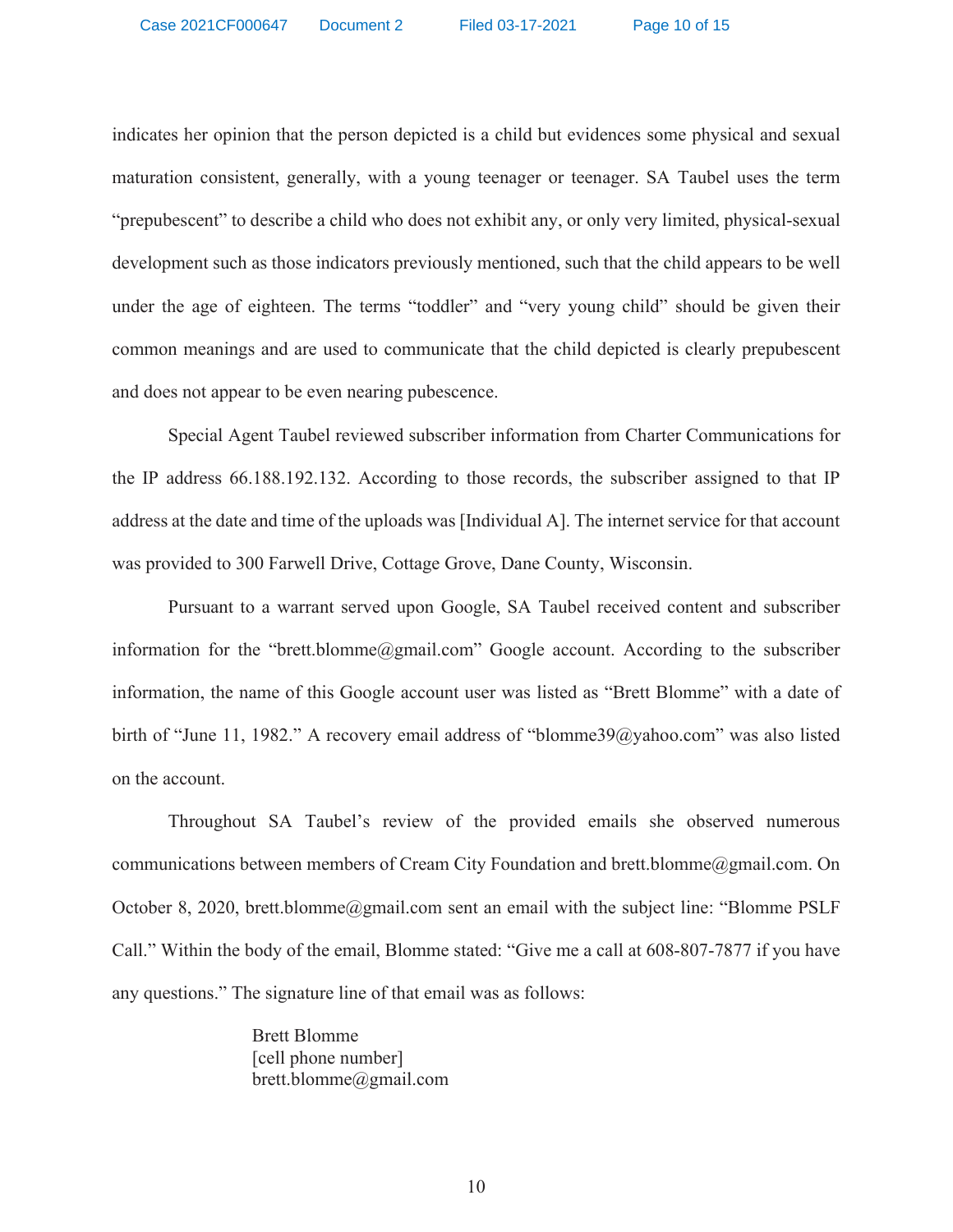indicates her opinion that the person depicted is a child but evidences some physical and sexual maturation consistent, generally, with a young teenager or teenager. SA Taubel uses the term "prepubescent" to describe a child who does not exhibit any, or only very limited, physical-sexual development such as those indicators previously mentioned, such that the child appears to be well under the age of eighteen. The terms "toddler" and "very young child" should be given their common meanings and are used to communicate that the child depicted is clearly prepubescent and does not appear to be even nearing pubescence.

Special Agent Taubel reviewed subscriber information from Charter Communications for the IP address 66.188.192.132. According to those records, the subscriber assigned to that IP address at the date and time of the uploads was [Individual A]. The internet service for that account was provided to 300 Farwell Drive, Cottage Grove, Dane County, Wisconsin.

Pursuant to a warrant served upon Google, SA Taubel received content and subscriber information for the "brett.blomme@gmail.com" Google account. According to the subscriber information, the name of this Google account user was listed as "Brett Blomme" with a date of birth of "June 11, 1982." A recovery email address of "blomme39@yahoo.com" was also listed on the account.

Throughout SA Taubel's review of the provided emails she observed numerous communications between members of Cream City Foundation and brett.blomme@gmail.com. On October 8, 2020, brett.blomme@gmail.com sent an email with the subject line: "Blomme PSLF Call." Within the body of the email, Blomme stated: "Give me a call at 608-807-7877 if you have any questions." The signature line of that email was as follows:

> Brett Blomme
> [cell phone number]
> brett.blomme@gmail.com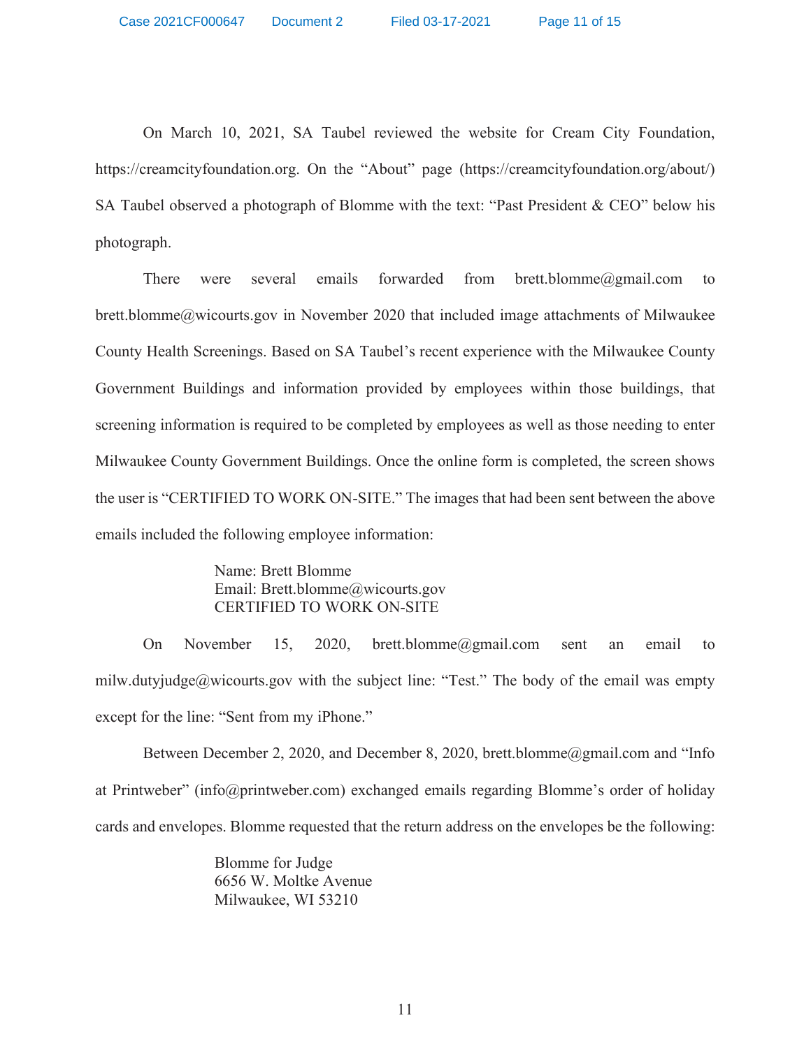On March 10, 2021, SA Taubel reviewed the website for Cream City Foundation, https://creamcityfoundation.org. On the "About" page (https://creamcityfoundation.org/about/) SA Taubel observed a photograph of Blomme with the text: "Past President & CEO" below his photograph.

There were several emails forwarded from brett.blomme@gmail.com to brett.blomme@wicourts.gov in November 2020 that included image attachments of Milwaukee County Health Screenings. Based on SA Taubel's recent experience with the Milwaukee County Government Buildings and information provided by employees within those buildings, that screening information is required to be completed by employees as well as those needing to enter Milwaukee County Government Buildings. Once the online form is completed, the screen shows the user is "CERTIFIED TO WORK ON-SITE." The images that had been sent between the above emails included the following employee information:

> Name: Brett Blomme
> Email: Brett.blomme@wicourts.gov
> CERTIFIED TO WORK ON-SITE

On November 15, 2020, brett.blomme@gmail.com sent an email to milw.dutyjudge@wicourts.gov with the subject line: "Test." The body of the email was empty except for the line: "Sent from my iPhone."

Between December 2, 2020, and December 8, 2020, brett.blomme@gmail.com and "Info at Printweber" (info@printweber.com) exchanged emails regarding Blomme's order of holiday cards and envelopes. Blomme requested that the return address on the envelopes be the following:

> Blomme for Judge
> 6656 W. Moltke Avenue
> Milwaukee, WI 53210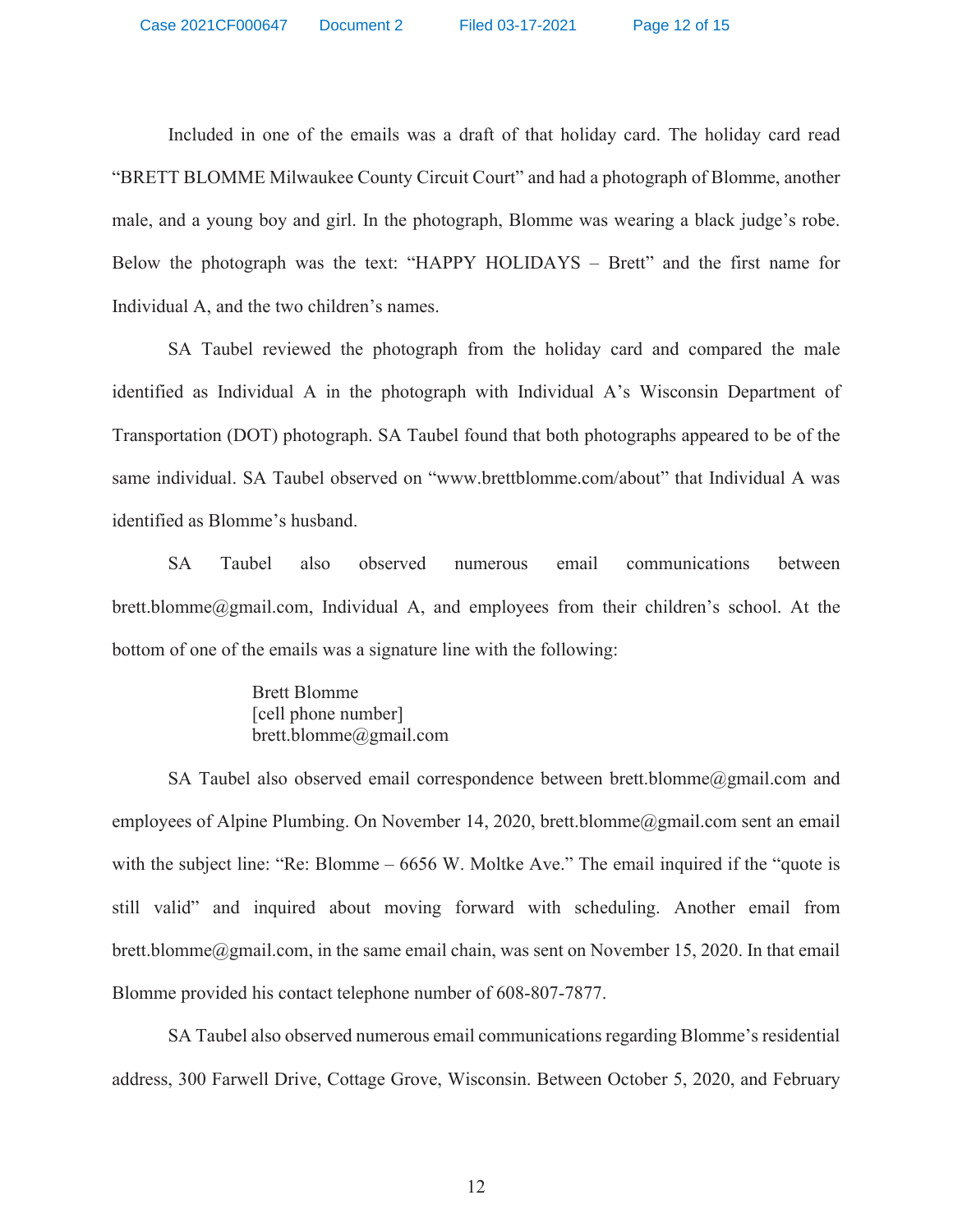Included in one of the emails was a draft of that holiday card. The holiday card read "BRETT BLOMME Milwaukee County Circuit Court" and had a photograph of Blomme, another male, and a young boy and girl. In the photograph, Blomme was wearing a black judge's robe. Below the photograph was the text: "HAPPY HOLIDAYS – Brett" and the first name for Individual A, and the two children's names.

SA Taubel reviewed the photograph from the holiday card and compared the male identified as Individual A in the photograph with Individual A's Wisconsin Department of Transportation (DOT) photograph. SA Taubel found that both photographs appeared to be of the same individual. SA Taubel observed on "www.brettblomme.com/about" that Individual A was identified as Blomme's husband.

SA Taubel also observed numerous email communications between brett.blomme@gmail.com, Individual A, and employees from their children's school. At the bottom of one of the emails was a signature line with the following:

> Brett Blomme
> [cell phone number]
> brett.blomme@gmail.com

SA Taubel also observed email correspondence between brett.blomme@gmail.com and employees of Alpine Plumbing. On November 14, 2020, brett.blomme@gmail.com sent an email with the subject line: "Re: Blomme – 6656 W. Moltke Ave." The email inquired if the "quote is still valid" and inquired about moving forward with scheduling. Another email from brett.blomme@gmail.com, in the same email chain, was sent on November 15, 2020. In that email Blomme provided his contact telephone number of 608-807-7877.

SA Taubel also observed numerous email communications regarding Blomme's residential address, 300 Farwell Drive, Cottage Grove, Wisconsin. Between October 5, 2020, and February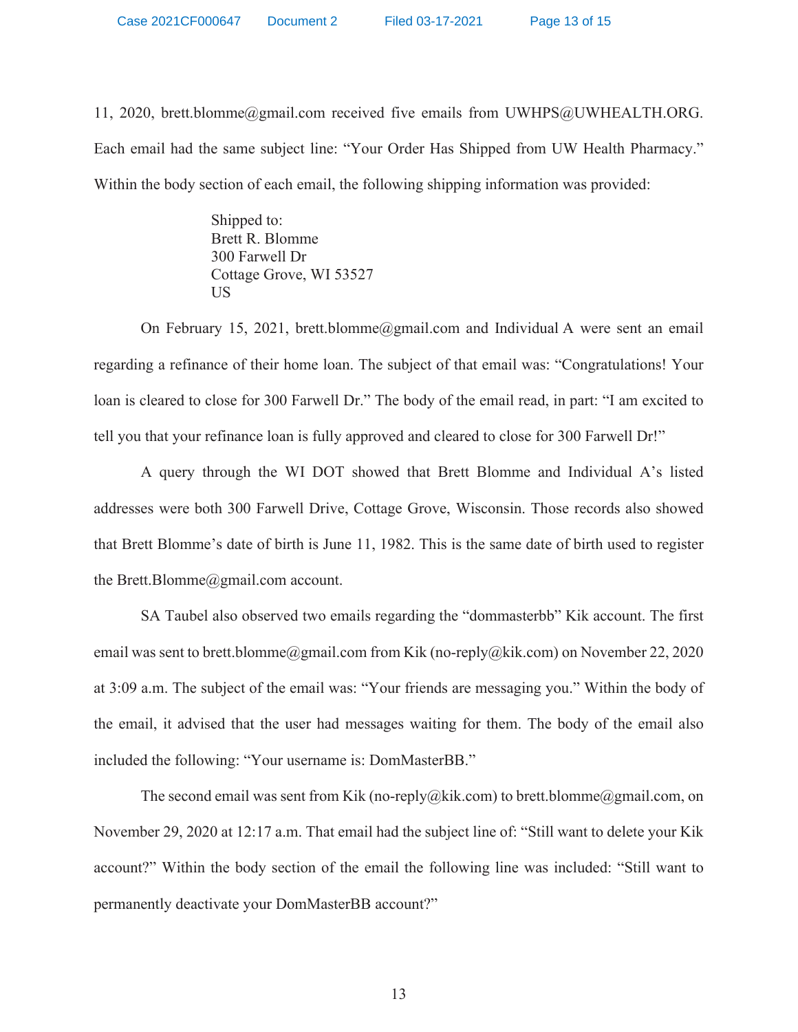11, 2020, brett.blomme@gmail.com received five emails from UWHPS@UWHEALTH.ORG. Each email had the same subject line: "Your Order Has Shipped from UW Health Pharmacy." Within the body section of each email, the following shipping information was provided:

> Shipped to:
> Brett R. Blomme
> 300 Farwell Dr
> Cottage Grove, WI 53527
> US

On February 15, 2021, brett.blomme@gmail.com and Individual A were sent an email regarding a refinance of their home loan. The subject of that email was: "Congratulations! Your loan is cleared to close for 300 Farwell Dr." The body of the email read, in part: "I am excited to tell you that your refinance loan is fully approved and cleared to close for 300 Farwell Dr!"

A query through the WI DOT showed that Brett Blomme and Individual A's listed addresses were both 300 Farwell Drive, Cottage Grove, Wisconsin. Those records also showed that Brett Blomme's date of birth is June 11, 1982. This is the same date of birth used to register the Brett.Blomme@gmail.com account.

SA Taubel also observed two emails regarding the "dommasterbb" Kik account. The first email was sent to brett.blomme@gmail.com from Kik (no-reply@kik.com) on November 22, 2020 at 3:09 a.m. The subject of the email was: "Your friends are messaging you." Within the body of the email, it advised that the user had messages waiting for them. The body of the email also included the following: "Your username is: DomMasterBB."

The second email was sent from Kik (no-reply@kik.com) to brett.blomme@gmail.com, on November 29, 2020 at 12:17 a.m. That email had the subject line of: "Still want to delete your Kik account?" Within the body section of the email the following line was included: "Still want to permanently deactivate your DomMasterBB account?"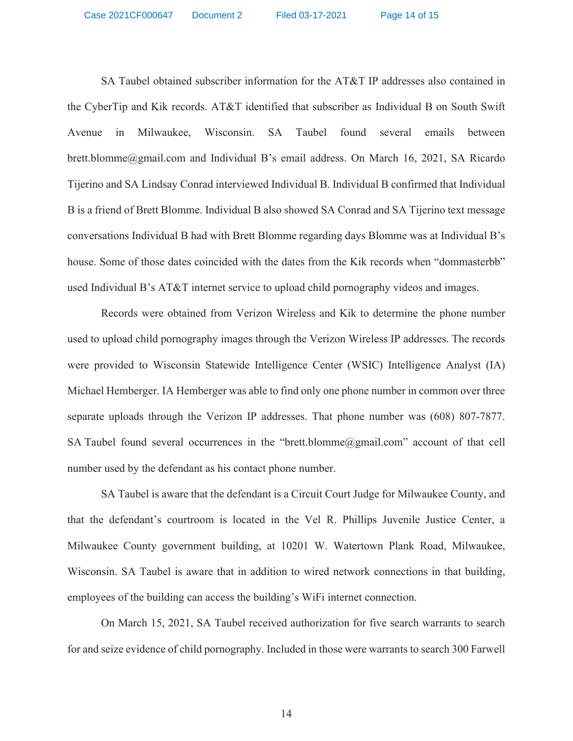SA Taubel obtained subscriber information for the AT&T IP addresses also contained in the CyberTip and Kik records. AT&T identified that subscriber as Individual B on South Swift Avenue in Milwaukee, Wisconsin. SA Taubel found several emails between brett.blomme@gmail.com and Individual B's email address. On March 16, 2021, SA Ricardo Tijerino and SA Lindsay Conrad interviewed Individual B. Individual B confirmed that Individual B is a friend of Brett Blomme. Individual B also showed SA Conrad and SA Tijerino text message conversations Individual B had with Brett Blomme regarding days Blomme was at Individual B's house. Some of those dates coincided with the dates from the Kik records when "dommasterbb" used Individual B's AT&T internet service to upload child pornography videos and images.

Records were obtained from Verizon Wireless and Kik to determine the phone number used to upload child pornography images through the Verizon Wireless IP addresses. The records were provided to Wisconsin Statewide Intelligence Center (WSIC) Intelligence Analyst (IA) Michael Hemberger. IA Hemberger was able to find only one phone number in common over three separate uploads through the Verizon IP addresses. That phone number was (608) 807-7877. SA Taubel found several occurrences in the "brett.blomme@gmail.com" account of that cell number used by the defendant as his contact phone number.

SA Taubel is aware that the defendant is a Circuit Court Judge for Milwaukee County, and that the defendant's courtroom is located in the Vel R. Phillips Juvenile Justice Center, a Milwaukee County government building, at 10201 W. Watertown Plank Road, Milwaukee, Wisconsin. SA Taubel is aware that in addition to wired network connections in that building, employees of the building can access the building's WiFi internet connection.

On March 15, 2021, SA Taubel received authorization for five search warrants to search for and seize evidence of child pornography. Included in those were warrants to search 300 Farwell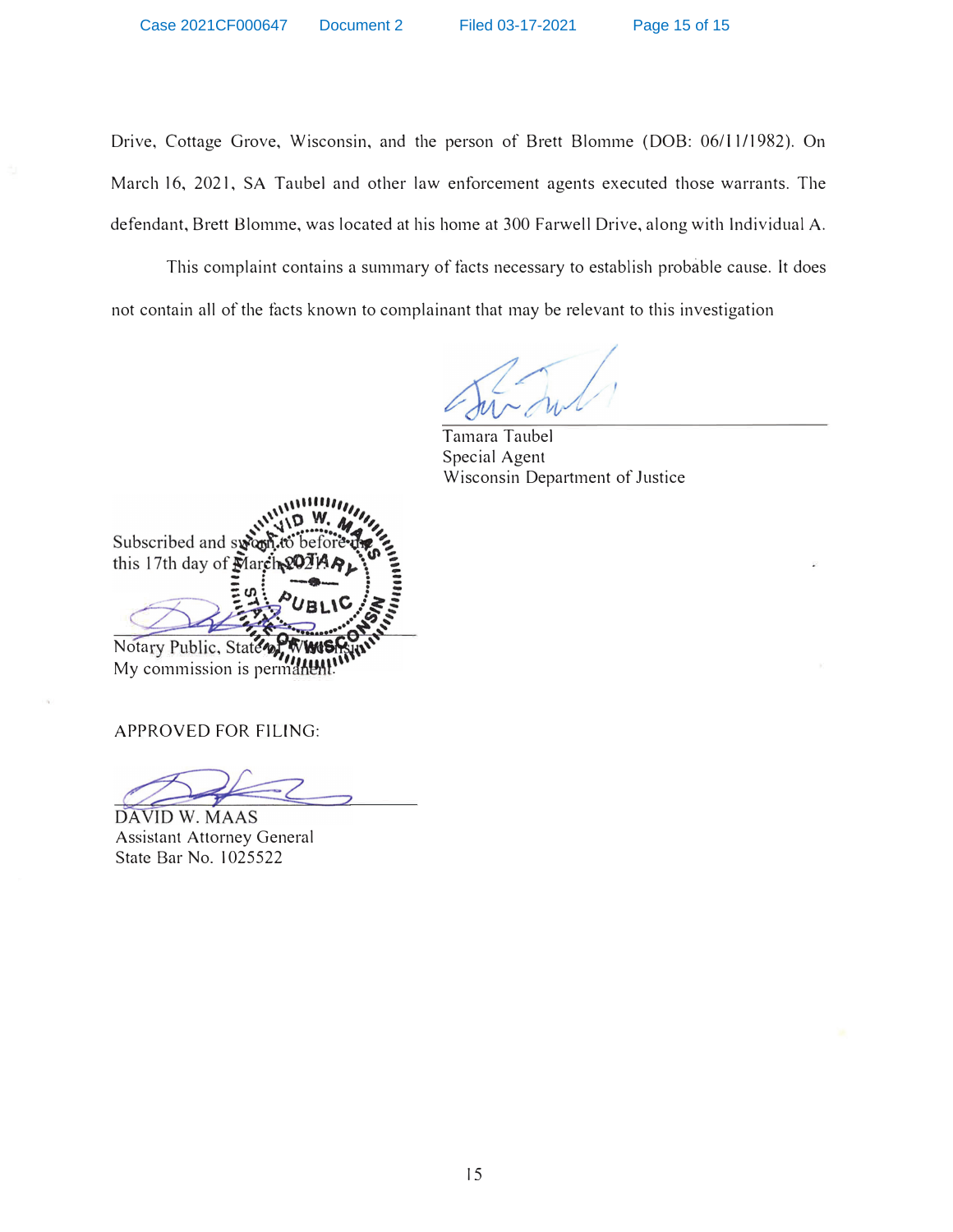Drive, Cottage Grove, Wisconsin, and the person of Brett Blomme (DOB: 06/11/1982). On March 16, 2021, SA Taubel and other law enforcement agents executed those warrants. The defendant, Brett Blomme, was located at his home at 300 Farwell Drive, along with Individual A.

This complaint contains a summary of facts necessary to establish probable cause. It does not contain all of the facts known to complainant that may be relevant to this investigation

Tamara Taubel
Special Agent
Wisconsin Department of Justice

Subscribed and sworn to before me
this 17th day of March 2021.

Notary Public, State of Wisconsin
My commission is permanent.

APPROVED FOR FILING:

DAVID W. MAAS
Assistant Attorney General
State Bar No. 1025522